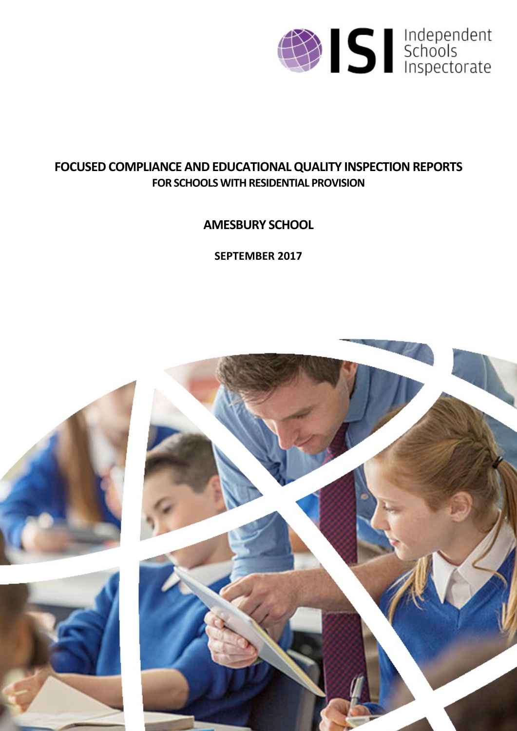Independent Schools Inspectorate

# FOCUSED COMPLIANCE AND EDUCATIONAL QUALITY INSPECTION REPORTS

## FOR SCHOOLS WITH RESIDENTIAL PROVISION

## AMESBURY SCHOOL

**SEPTEMBER 2017**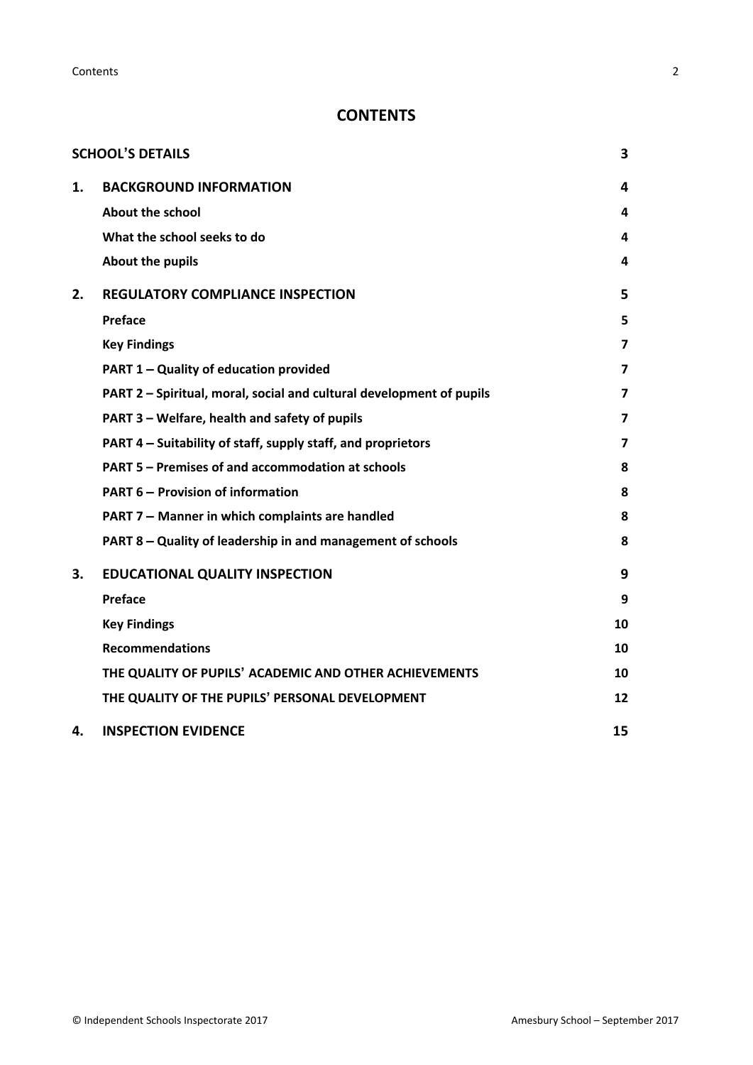# CONTENTS

| | | |
|---|---|---|
| **SCHOOL'S DETAILS** | | **3** |
| **1.** | **BACKGROUND INFORMATION** | **4** |
| | **About the school** | **4** |
| | **What the school seeks to do** | **4** |
| | **About the pupils** | **4** |
| **2.** | **REGULATORY COMPLIANCE INSPECTION** | **5** |
| | **Preface** | **5** |
| | **Key Findings** | **7** |
| | **PART 1 – Quality of education provided** | **7** |
| | **PART 2 – Spiritual, moral, social and cultural development of pupils** | **7** |
| | **PART 3 – Welfare, health and safety of pupils** | **7** |
| | **PART 4 – Suitability of staff, supply staff, and proprietors** | **7** |
| | **PART 5 – Premises of and accommodation at schools** | **8** |
| | **PART 6 – Provision of information** | **8** |
| | **PART 7 – Manner in which complaints are handled** | **8** |
| | **PART 8 – Quality of leadership in and management of schools** | **8** |
| **3.** | **EDUCATIONAL QUALITY INSPECTION** | **9** |
| | **Preface** | **9** |
| | **Key Findings** | **10** |
| | **Recommendations** | **10** |
| | **THE QUALITY OF PUPILS' ACADEMIC AND OTHER ACHIEVEMENTS** | **10** |
| | **THE QUALITY OF THE PUPILS' PERSONAL DEVELOPMENT** | **12** |
| **4.** | **INSPECTION EVIDENCE** | **15** |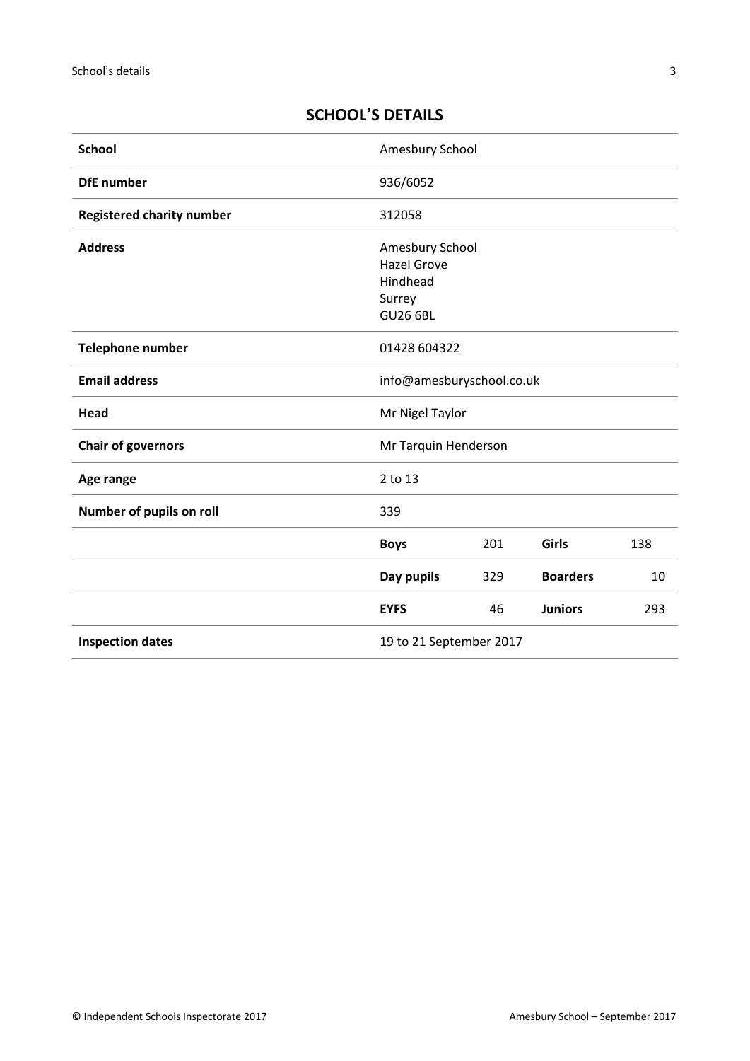## SCHOOL'S DETAILS

| | | | | |
|---|---|---|---|---|
| **School** | Amesbury School | | | |
| **DfE number** | 936/6052 | | | |
| **Registered charity number** | 312058 | | | |
| **Address** | Amesbury School<br>Hazel Grove<br>Hindhead<br>Surrey<br>GU26 6BL | | | |
| **Telephone number** | 01428 604322 | | | |
| **Email address** | info@amesburyschool.co.uk | | | |
| **Head** | Mr Nigel Taylor | | | |
| **Chair of governors** | Mr Tarquin Henderson | | | |
| **Age range** | 2 to 13 | | | |
| **Number of pupils on roll** | 339 | | | |
| | **Boys** | 201 | **Girls** | 138 |
| | **Day pupils** | 329 | **Boarders** | 10 |
| | **EYFS** | 46 | **Juniors** | 293 |
| **Inspection dates** | 19 to 21 September 2017 | | | |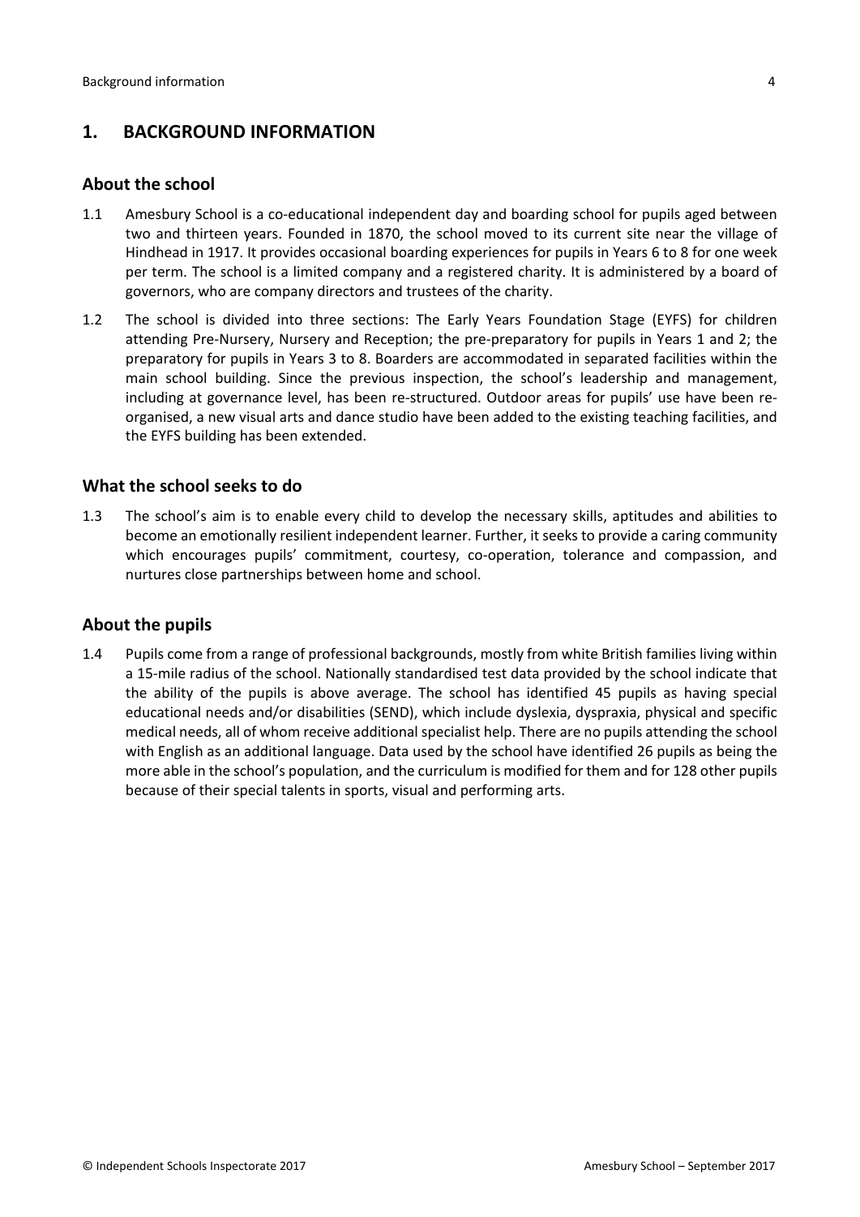## 1. BACKGROUND INFORMATION

### About the school

1.1 Amesbury School is a co-educational independent day and boarding school for pupils aged between two and thirteen years. Founded in 1870, the school moved to its current site near the village of Hindhead in 1917. It provides occasional boarding experiences for pupils in Years 6 to 8 for one week per term. The school is a limited company and a registered charity. It is administered by a board of governors, who are company directors and trustees of the charity.

1.2 The school is divided into three sections: The Early Years Foundation Stage (EYFS) for children attending Pre-Nursery, Nursery and Reception; the pre-preparatory for pupils in Years 1 and 2; the preparatory for pupils in Years 3 to 8. Boarders are accommodated in separated facilities within the main school building. Since the previous inspection, the school's leadership and management, including at governance level, has been re-structured. Outdoor areas for pupils' use have been re-organised, a new visual arts and dance studio have been added to the existing teaching facilities, and the EYFS building has been extended.

### What the school seeks to do

1.3 The school's aim is to enable every child to develop the necessary skills, aptitudes and abilities to become an emotionally resilient independent learner. Further, it seeks to provide a caring community which encourages pupils' commitment, courtesy, co-operation, tolerance and compassion, and nurtures close partnerships between home and school.

### About the pupils

1.4 Pupils come from a range of professional backgrounds, mostly from white British families living within a 15-mile radius of the school. Nationally standardised test data provided by the school indicate that the ability of the pupils is above average. The school has identified 45 pupils as having special educational needs and/or disabilities (SEND), which include dyslexia, dyspraxia, physical and specific medical needs, all of whom receive additional specialist help. There are no pupils attending the school with English as an additional language. Data used by the school have identified 26 pupils as being the more able in the school's population, and the curriculum is modified for them and for 128 other pupils because of their special talents in sports, visual and performing arts.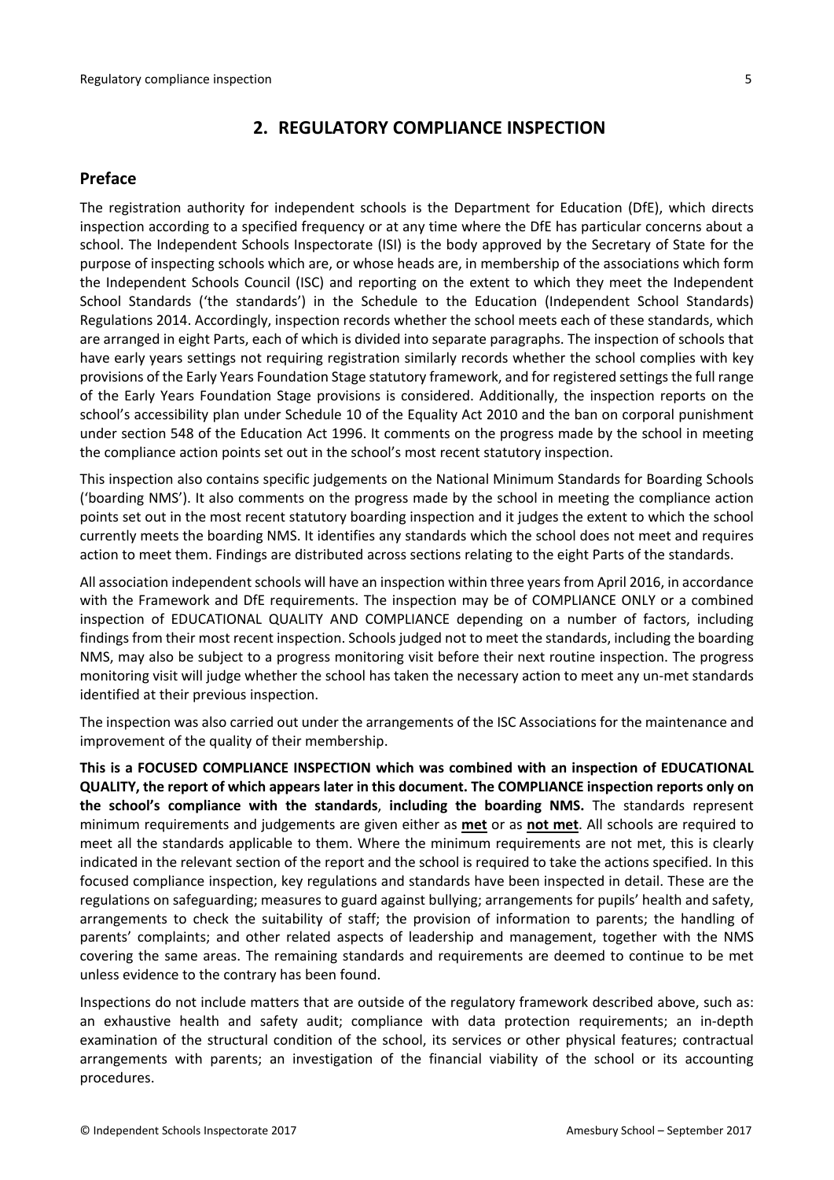## 2. REGULATORY COMPLIANCE INSPECTION

### Preface

The registration authority for independent schools is the Department for Education (DfE), which directs inspection according to a specified frequency or at any time where the DfE has particular concerns about a school. The Independent Schools Inspectorate (ISI) is the body approved by the Secretary of State for the purpose of inspecting schools which are, or whose heads are, in membership of the associations which form the Independent Schools Council (ISC) and reporting on the extent to which they meet the Independent School Standards ('the standards') in the Schedule to the Education (Independent School Standards) Regulations 2014. Accordingly, inspection records whether the school meets each of these standards, which are arranged in eight Parts, each of which is divided into separate paragraphs. The inspection of schools that have early years settings not requiring registration similarly records whether the school complies with key provisions of the Early Years Foundation Stage statutory framework, and for registered settings the full range of the Early Years Foundation Stage provisions is considered. Additionally, the inspection reports on the school's accessibility plan under Schedule 10 of the Equality Act 2010 and the ban on corporal punishment under section 548 of the Education Act 1996. It comments on the progress made by the school in meeting the compliance action points set out in the school's most recent statutory inspection.

This inspection also contains specific judgements on the National Minimum Standards for Boarding Schools ('boarding NMS'). It also comments on the progress made by the school in meeting the compliance action points set out in the most recent statutory boarding inspection and it judges the extent to which the school currently meets the boarding NMS. It identifies any standards which the school does not meet and requires action to meet them. Findings are distributed across sections relating to the eight Parts of the standards.

All association independent schools will have an inspection within three years from April 2016, in accordance with the Framework and DfE requirements. The inspection may be of COMPLIANCE ONLY or a combined inspection of EDUCATIONAL QUALITY AND COMPLIANCE depending on a number of factors, including findings from their most recent inspection. Schools judged not to meet the standards, including the boarding NMS, may also be subject to a progress monitoring visit before their next routine inspection. The progress monitoring visit will judge whether the school has taken the necessary action to meet any un-met standards identified at their previous inspection.

The inspection was also carried out under the arrangements of the ISC Associations for the maintenance and improvement of the quality of their membership.

**This is a FOCUSED COMPLIANCE INSPECTION which was combined with an inspection of EDUCATIONAL QUALITY, the report of which appears later in this document. The COMPLIANCE inspection reports only on the school's compliance with the standards, including the boarding NMS.** The standards represent minimum requirements and judgements are given either as **met** or as **not met**. All schools are required to meet all the standards applicable to them. Where the minimum requirements are not met, this is clearly indicated in the relevant section of the report and the school is required to take the actions specified. In this focused compliance inspection, key regulations and standards have been inspected in detail. These are the regulations on safeguarding; measures to guard against bullying; arrangements for pupils' health and safety, arrangements to check the suitability of staff; the provision of information to parents; the handling of parents' complaints; and other related aspects of leadership and management, together with the NMS covering the same areas. The remaining standards and requirements are deemed to continue to be met unless evidence to the contrary has been found.

Inspections do not include matters that are outside of the regulatory framework described above, such as: an exhaustive health and safety audit; compliance with data protection requirements; an in-depth examination of the structural condition of the school, its services or other physical features; contractual arrangements with parents; an investigation of the financial viability of the school or its accounting procedures.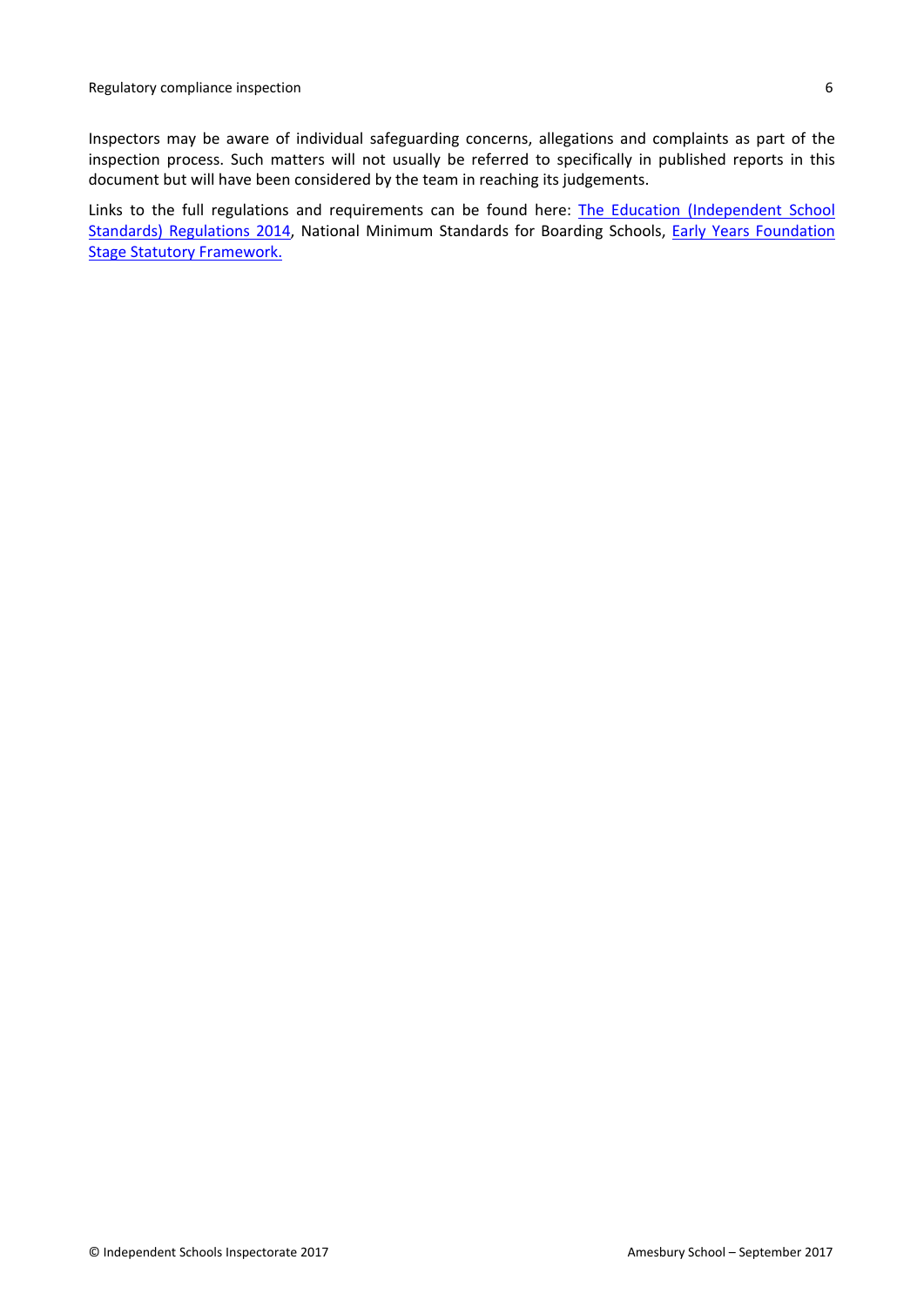Inspectors may be aware of individual safeguarding concerns, allegations and complaints as part of the inspection process. Such matters will not usually be referred to specifically in published reports in this document but will have been considered by the team in reaching its judgements.

Links to the full regulations and requirements can be found here: The Education (Independent School Standards) Regulations 2014, National Minimum Standards for Boarding Schools, Early Years Foundation Stage Statutory Framework.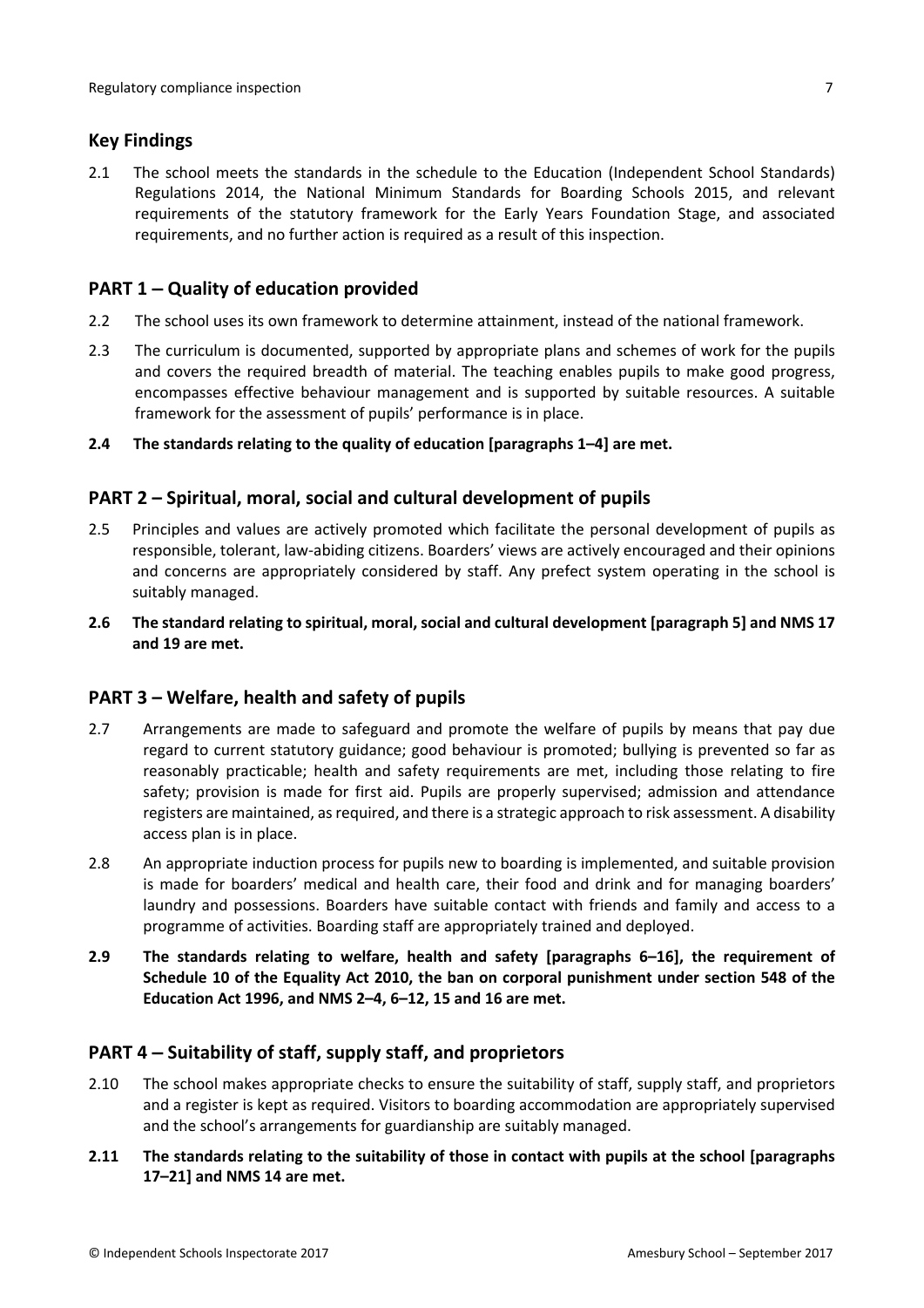## Key Findings

2.1 The school meets the standards in the schedule to the Education (Independent School Standards) Regulations 2014, the National Minimum Standards for Boarding Schools 2015, and relevant requirements of the statutory framework for the Early Years Foundation Stage, and associated requirements, and no further action is required as a result of this inspection.

## PART 1 – Quality of education provided

2.2 The school uses its own framework to determine attainment, instead of the national framework.

2.3 The curriculum is documented, supported by appropriate plans and schemes of work for the pupils and covers the required breadth of material. The teaching enables pupils to make good progress, encompasses effective behaviour management and is supported by suitable resources. A suitable framework for the assessment of pupils' performance is in place.

**2.4 The standards relating to the quality of education [paragraphs 1–4] are met.**

## PART 2 – Spiritual, moral, social and cultural development of pupils

2.5 Principles and values are actively promoted which facilitate the personal development of pupils as responsible, tolerant, law-abiding citizens. Boarders' views are actively encouraged and their opinions and concerns are appropriately considered by staff. Any prefect system operating in the school is suitably managed.

**2.6 The standard relating to spiritual, moral, social and cultural development [paragraph 5] and NMS 17 and 19 are met.**

## PART 3 – Welfare, health and safety of pupils

2.7 Arrangements are made to safeguard and promote the welfare of pupils by means that pay due regard to current statutory guidance; good behaviour is promoted; bullying is prevented so far as reasonably practicable; health and safety requirements are met, including those relating to fire safety; provision is made for first aid. Pupils are properly supervised; admission and attendance registers are maintained, as required, and there is a strategic approach to risk assessment. A disability access plan is in place.

2.8 An appropriate induction process for pupils new to boarding is implemented, and suitable provision is made for boarders' medical and health care, their food and drink and for managing boarders' laundry and possessions. Boarders have suitable contact with friends and family and access to a programme of activities. Boarding staff are appropriately trained and deployed.

**2.9 The standards relating to welfare, health and safety [paragraphs 6–16], the requirement of Schedule 10 of the Equality Act 2010, the ban on corporal punishment under section 548 of the Education Act 1996, and NMS 2–4, 6–12, 15 and 16 are met.**

## PART 4 – Suitability of staff, supply staff, and proprietors

2.10 The school makes appropriate checks to ensure the suitability of staff, supply staff, and proprietors and a register is kept as required. Visitors to boarding accommodation are appropriately supervised and the school's arrangements for guardianship are suitably managed.

**2.11 The standards relating to the suitability of those in contact with pupils at the school [paragraphs 17–21] and NMS 14 are met.**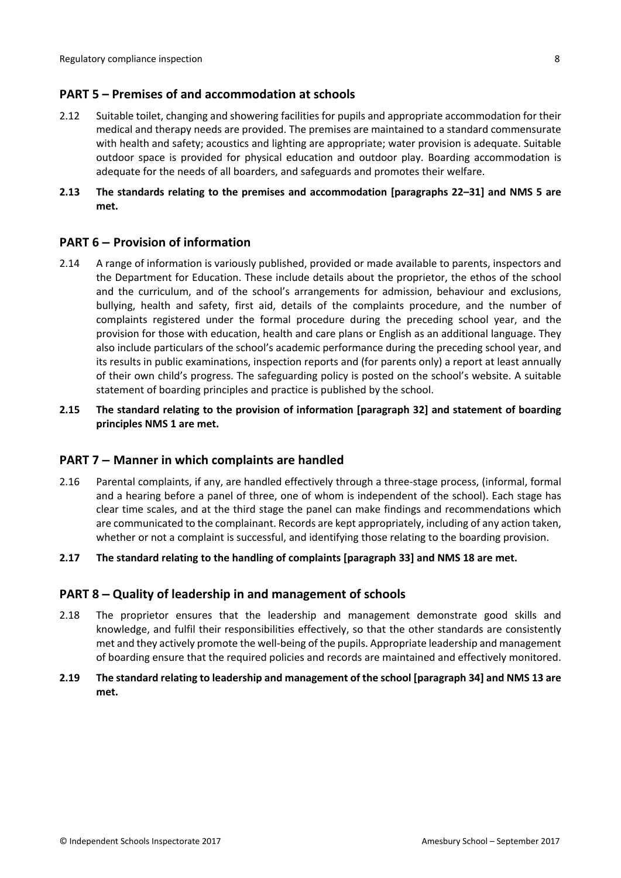## PART 5 – Premises of and accommodation at schools

2.12 Suitable toilet, changing and showering facilities for pupils and appropriate accommodation for their medical and therapy needs are provided. The premises are maintained to a standard commensurate with health and safety; acoustics and lighting are appropriate; water provision is adequate. Suitable outdoor space is provided for physical education and outdoor play. Boarding accommodation is adequate for the needs of all boarders, and safeguards and promotes their welfare.

**2.13 The standards relating to the premises and accommodation [paragraphs 22–31] and NMS 5 are met.**

## PART 6 – Provision of information

2.14 A range of information is variously published, provided or made available to parents, inspectors and the Department for Education. These include details about the proprietor, the ethos of the school and the curriculum, and of the school's arrangements for admission, behaviour and exclusions, bullying, health and safety, first aid, details of the complaints procedure, and the number of complaints registered under the formal procedure during the preceding school year, and the provision for those with education, health and care plans or English as an additional language. They also include particulars of the school's academic performance during the preceding school year, and its results in public examinations, inspection reports and (for parents only) a report at least annually of their own child's progress. The safeguarding policy is posted on the school's website. A suitable statement of boarding principles and practice is published by the school.

**2.15 The standard relating to the provision of information [paragraph 32] and statement of boarding principles NMS 1 are met.**

## PART 7 – Manner in which complaints are handled

2.16 Parental complaints, if any, are handled effectively through a three-stage process, (informal, formal and a hearing before a panel of three, one of whom is independent of the school). Each stage has clear time scales, and at the third stage the panel can make findings and recommendations which are communicated to the complainant. Records are kept appropriately, including of any action taken, whether or not a complaint is successful, and identifying those relating to the boarding provision.

**2.17 The standard relating to the handling of complaints [paragraph 33] and NMS 18 are met.**

## PART 8 – Quality of leadership in and management of schools

2.18 The proprietor ensures that the leadership and management demonstrate good skills and knowledge, and fulfil their responsibilities effectively, so that the other standards are consistently met and they actively promote the well-being of the pupils. Appropriate leadership and management of boarding ensure that the required policies and records are maintained and effectively monitored.

**2.19 The standard relating to leadership and management of the school [paragraph 34] and NMS 13 are met.**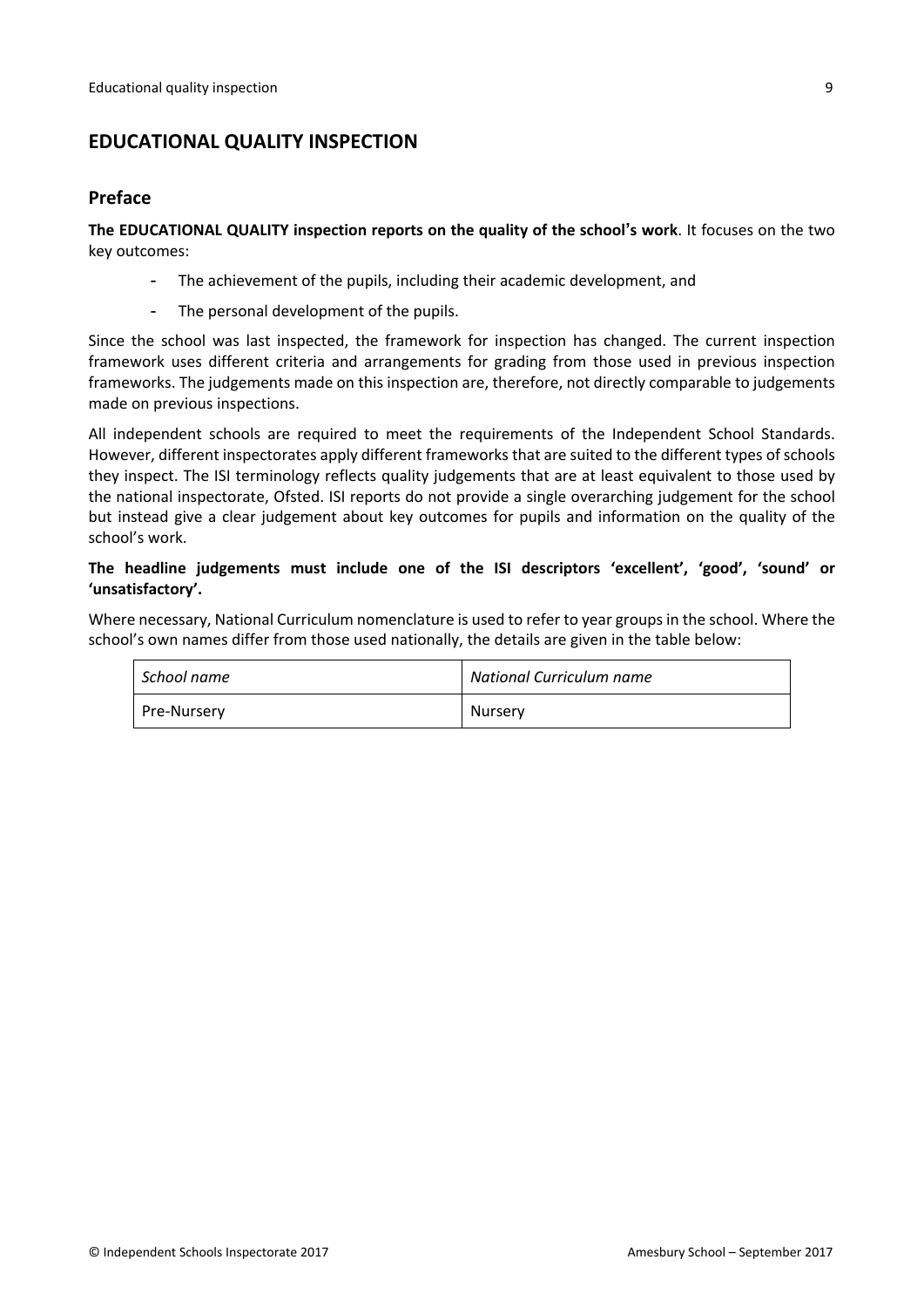## EDUCATIONAL QUALITY INSPECTION

### Preface

**The EDUCATIONAL QUALITY inspection reports on the quality of the school's work**. It focuses on the two key outcomes:

- The achievement of the pupils, including their academic development, and
- The personal development of the pupils.

Since the school was last inspected, the framework for inspection has changed. The current inspection framework uses different criteria and arrangements for grading from those used in previous inspection frameworks. The judgements made on this inspection are, therefore, not directly comparable to judgements made on previous inspections.

All independent schools are required to meet the requirements of the Independent School Standards. However, different inspectorates apply different frameworks that are suited to the different types of schools they inspect. The ISI terminology reflects quality judgements that are at least equivalent to those used by the national inspectorate, Ofsted. ISI reports do not provide a single overarching judgement for the school but instead give a clear judgement about key outcomes for pupils and information on the quality of the school's work.

**The headline judgements must include one of the ISI descriptors 'excellent', 'good', 'sound' or 'unsatisfactory'.**

Where necessary, National Curriculum nomenclature is used to refer to year groups in the school. Where the school's own names differ from those used nationally, the details are given in the table below:

| *School name* | *National Curriculum name* |
|---|---|
| Pre-Nursery | Nursery |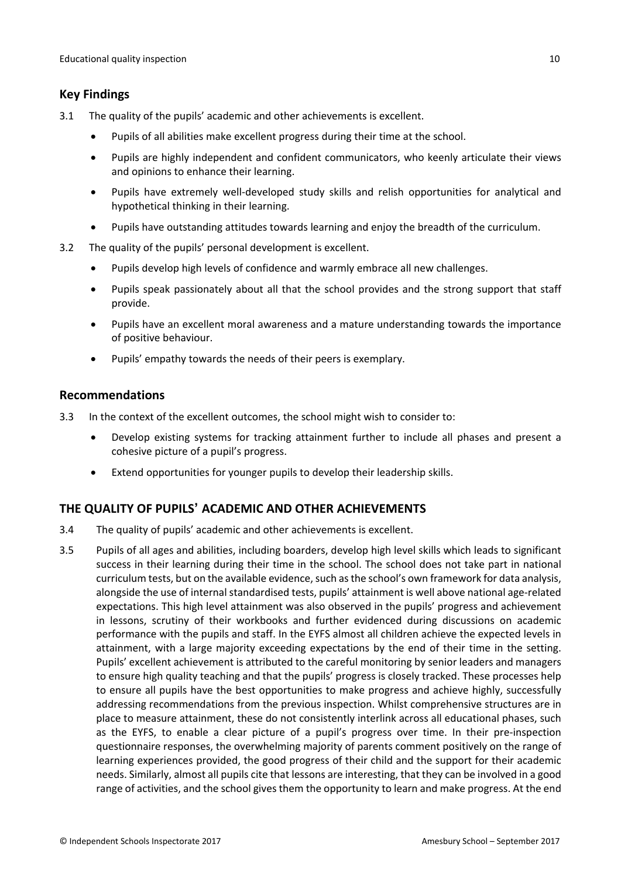## Key Findings

3.1 The quality of the pupils' academic and other achievements is excellent.

- Pupils of all abilities make excellent progress during their time at the school.
- Pupils are highly independent and confident communicators, who keenly articulate their views and opinions to enhance their learning.
- Pupils have extremely well-developed study skills and relish opportunities for analytical and hypothetical thinking in their learning.
- Pupils have outstanding attitudes towards learning and enjoy the breadth of the curriculum.

3.2 The quality of the pupils' personal development is excellent.

- Pupils develop high levels of confidence and warmly embrace all new challenges.
- Pupils speak passionately about all that the school provides and the strong support that staff provide.
- Pupils have an excellent moral awareness and a mature understanding towards the importance of positive behaviour.
- Pupils' empathy towards the needs of their peers is exemplary.

## Recommendations

3.3 In the context of the excellent outcomes, the school might wish to consider to:

- Develop existing systems for tracking attainment further to include all phases and present a cohesive picture of a pupil's progress.
- Extend opportunities for younger pupils to develop their leadership skills.

## THE QUALITY OF PUPILS' ACADEMIC AND OTHER ACHIEVEMENTS

3.4 The quality of pupils' academic and other achievements is excellent.

3.5 Pupils of all ages and abilities, including boarders, develop high level skills which leads to significant success in their learning during their time in the school. The school does not take part in national curriculum tests, but on the available evidence, such as the school's own framework for data analysis, alongside the use of internal standardised tests, pupils' attainment is well above national age-related expectations. This high level attainment was also observed in the pupils' progress and achievement in lessons, scrutiny of their workbooks and further evidenced during discussions on academic performance with the pupils and staff. In the EYFS almost all children achieve the expected levels in attainment, with a large majority exceeding expectations by the end of their time in the setting. Pupils' excellent achievement is attributed to the careful monitoring by senior leaders and managers to ensure high quality teaching and that the pupils' progress is closely tracked. These processes help to ensure all pupils have the best opportunities to make progress and achieve highly, successfully addressing recommendations from the previous inspection. Whilst comprehensive structures are in place to measure attainment, these do not consistently interlink across all educational phases, such as the EYFS, to enable a clear picture of a pupil's progress over time. In their pre-inspection questionnaire responses, the overwhelming majority of parents comment positively on the range of learning experiences provided, the good progress of their child and the support for their academic needs. Similarly, almost all pupils cite that lessons are interesting, that they can be involved in a good range of activities, and the school gives them the opportunity to learn and make progress. At the end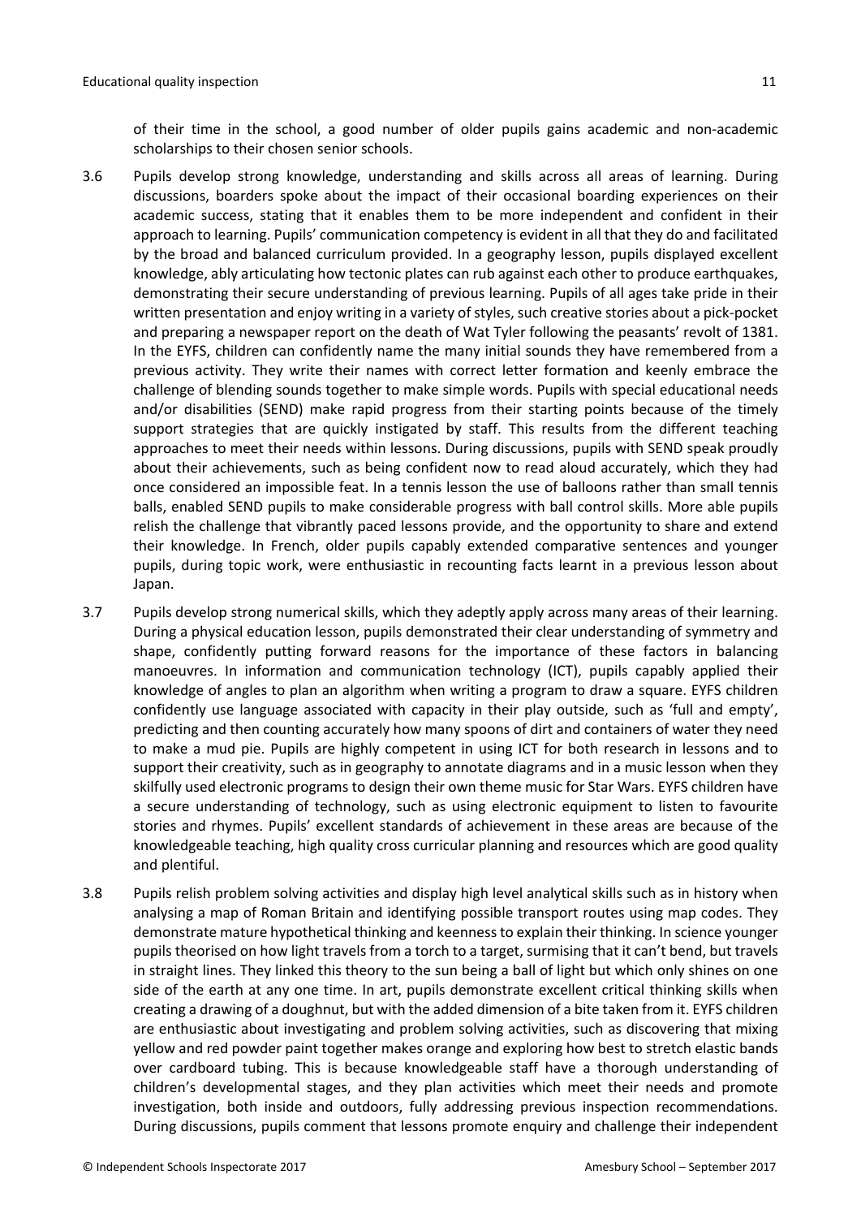of their time in the school, a good number of older pupils gains academic and non-academic scholarships to their chosen senior schools.

3.6 Pupils develop strong knowledge, understanding and skills across all areas of learning. During discussions, boarders spoke about the impact of their occasional boarding experiences on their academic success, stating that it enables them to be more independent and confident in their approach to learning. Pupils' communication competency is evident in all that they do and facilitated by the broad and balanced curriculum provided. In a geography lesson, pupils displayed excellent knowledge, ably articulating how tectonic plates can rub against each other to produce earthquakes, demonstrating their secure understanding of previous learning. Pupils of all ages take pride in their written presentation and enjoy writing in a variety of styles, such creative stories about a pick-pocket and preparing a newspaper report on the death of Wat Tyler following the peasants' revolt of 1381. In the EYFS, children can confidently name the many initial sounds they have remembered from a previous activity. They write their names with correct letter formation and keenly embrace the challenge of blending sounds together to make simple words. Pupils with special educational needs and/or disabilities (SEND) make rapid progress from their starting points because of the timely support strategies that are quickly instigated by staff. This results from the different teaching approaches to meet their needs within lessons. During discussions, pupils with SEND speak proudly about their achievements, such as being confident now to read aloud accurately, which they had once considered an impossible feat. In a tennis lesson the use of balloons rather than small tennis balls, enabled SEND pupils to make considerable progress with ball control skills. More able pupils relish the challenge that vibrantly paced lessons provide, and the opportunity to share and extend their knowledge. In French, older pupils capably extended comparative sentences and younger pupils, during topic work, were enthusiastic in recounting facts learnt in a previous lesson about Japan.

3.7 Pupils develop strong numerical skills, which they adeptly apply across many areas of their learning. During a physical education lesson, pupils demonstrated their clear understanding of symmetry and shape, confidently putting forward reasons for the importance of these factors in balancing manoeuvres. In information and communication technology (ICT), pupils capably applied their knowledge of angles to plan an algorithm when writing a program to draw a square. EYFS children confidently use language associated with capacity in their play outside, such as 'full and empty', predicting and then counting accurately how many spoons of dirt and containers of water they need to make a mud pie. Pupils are highly competent in using ICT for both research in lessons and to support their creativity, such as in geography to annotate diagrams and in a music lesson when they skilfully used electronic programs to design their own theme music for Star Wars. EYFS children have a secure understanding of technology, such as using electronic equipment to listen to favourite stories and rhymes. Pupils' excellent standards of achievement in these areas are because of the knowledgeable teaching, high quality cross curricular planning and resources which are good quality and plentiful.

3.8 Pupils relish problem solving activities and display high level analytical skills such as in history when analysing a map of Roman Britain and identifying possible transport routes using map codes. They demonstrate mature hypothetical thinking and keenness to explain their thinking. In science younger pupils theorised on how light travels from a torch to a target, surmising that it can't bend, but travels in straight lines. They linked this theory to the sun being a ball of light but which only shines on one side of the earth at any one time. In art, pupils demonstrate excellent critical thinking skills when creating a drawing of a doughnut, but with the added dimension of a bite taken from it. EYFS children are enthusiastic about investigating and problem solving activities, such as discovering that mixing yellow and red powder paint together makes orange and exploring how best to stretch elastic bands over cardboard tubing. This is because knowledgeable staff have a thorough understanding of children's developmental stages, and they plan activities which meet their needs and promote investigation, both inside and outdoors, fully addressing previous inspection recommendations. During discussions, pupils comment that lessons promote enquiry and challenge their independent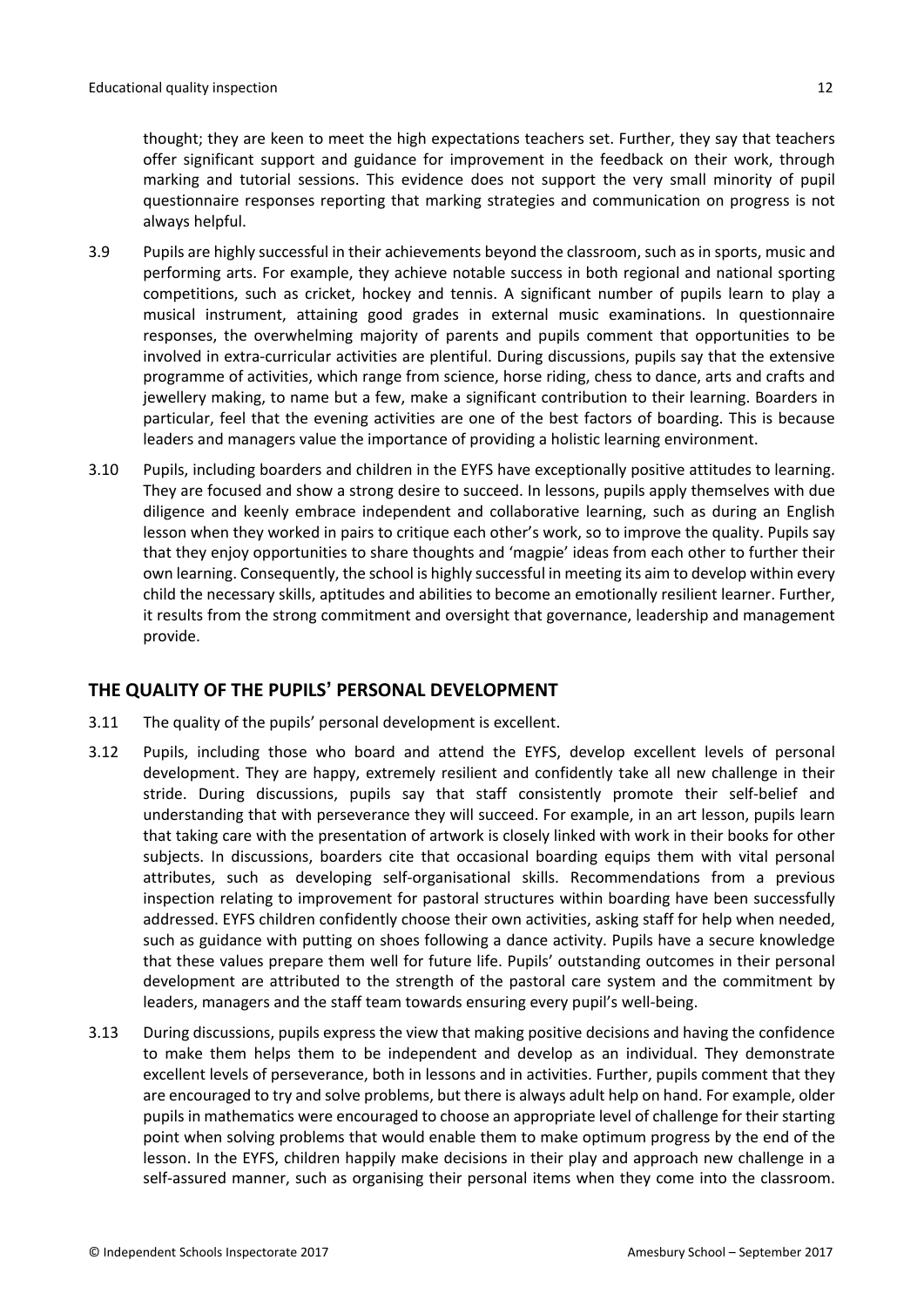thought; they are keen to meet the high expectations teachers set. Further, they say that teachers offer significant support and guidance for improvement in the feedback on their work, through marking and tutorial sessions. This evidence does not support the very small minority of pupil questionnaire responses reporting that marking strategies and communication on progress is not always helpful.

3.9 Pupils are highly successful in their achievements beyond the classroom, such as in sports, music and performing arts. For example, they achieve notable success in both regional and national sporting competitions, such as cricket, hockey and tennis. A significant number of pupils learn to play a musical instrument, attaining good grades in external music examinations. In questionnaire responses, the overwhelming majority of parents and pupils comment that opportunities to be involved in extra-curricular activities are plentiful. During discussions, pupils say that the extensive programme of activities, which range from science, horse riding, chess to dance, arts and crafts and jewellery making, to name but a few, make a significant contribution to their learning. Boarders in particular, feel that the evening activities are one of the best factors of boarding. This is because leaders and managers value the importance of providing a holistic learning environment.

3.10 Pupils, including boarders and children in the EYFS have exceptionally positive attitudes to learning. They are focused and show a strong desire to succeed. In lessons, pupils apply themselves with due diligence and keenly embrace independent and collaborative learning, such as during an English lesson when they worked in pairs to critique each other's work, so to improve the quality. Pupils say that they enjoy opportunities to share thoughts and 'magpie' ideas from each other to further their own learning. Consequently, the school is highly successful in meeting its aim to develop within every child the necessary skills, aptitudes and abilities to become an emotionally resilient learner. Further, it results from the strong commitment and oversight that governance, leadership and management provide.

## THE QUALITY OF THE PUPILS' PERSONAL DEVELOPMENT

3.11 The quality of the pupils' personal development is excellent.

3.12 Pupils, including those who board and attend the EYFS, develop excellent levels of personal development. They are happy, extremely resilient and confidently take all new challenge in their stride. During discussions, pupils say that staff consistently promote their self-belief and understanding that with perseverance they will succeed. For example, in an art lesson, pupils learn that taking care with the presentation of artwork is closely linked with work in their books for other subjects. In discussions, boarders cite that occasional boarding equips them with vital personal attributes, such as developing self-organisational skills. Recommendations from a previous inspection relating to improvement for pastoral structures within boarding have been successfully addressed. EYFS children confidently choose their own activities, asking staff for help when needed, such as guidance with putting on shoes following a dance activity. Pupils have a secure knowledge that these values prepare them well for future life. Pupils' outstanding outcomes in their personal development are attributed to the strength of the pastoral care system and the commitment by leaders, managers and the staff team towards ensuring every pupil's well-being.

3.13 During discussions, pupils express the view that making positive decisions and having the confidence to make them helps them to be independent and develop as an individual. They demonstrate excellent levels of perseverance, both in lessons and in activities. Further, pupils comment that they are encouraged to try and solve problems, but there is always adult help on hand. For example, older pupils in mathematics were encouraged to choose an appropriate level of challenge for their starting point when solving problems that would enable them to make optimum progress by the end of the lesson. In the EYFS, children happily make decisions in their play and approach new challenge in a self-assured manner, such as organising their personal items when they come into the classroom.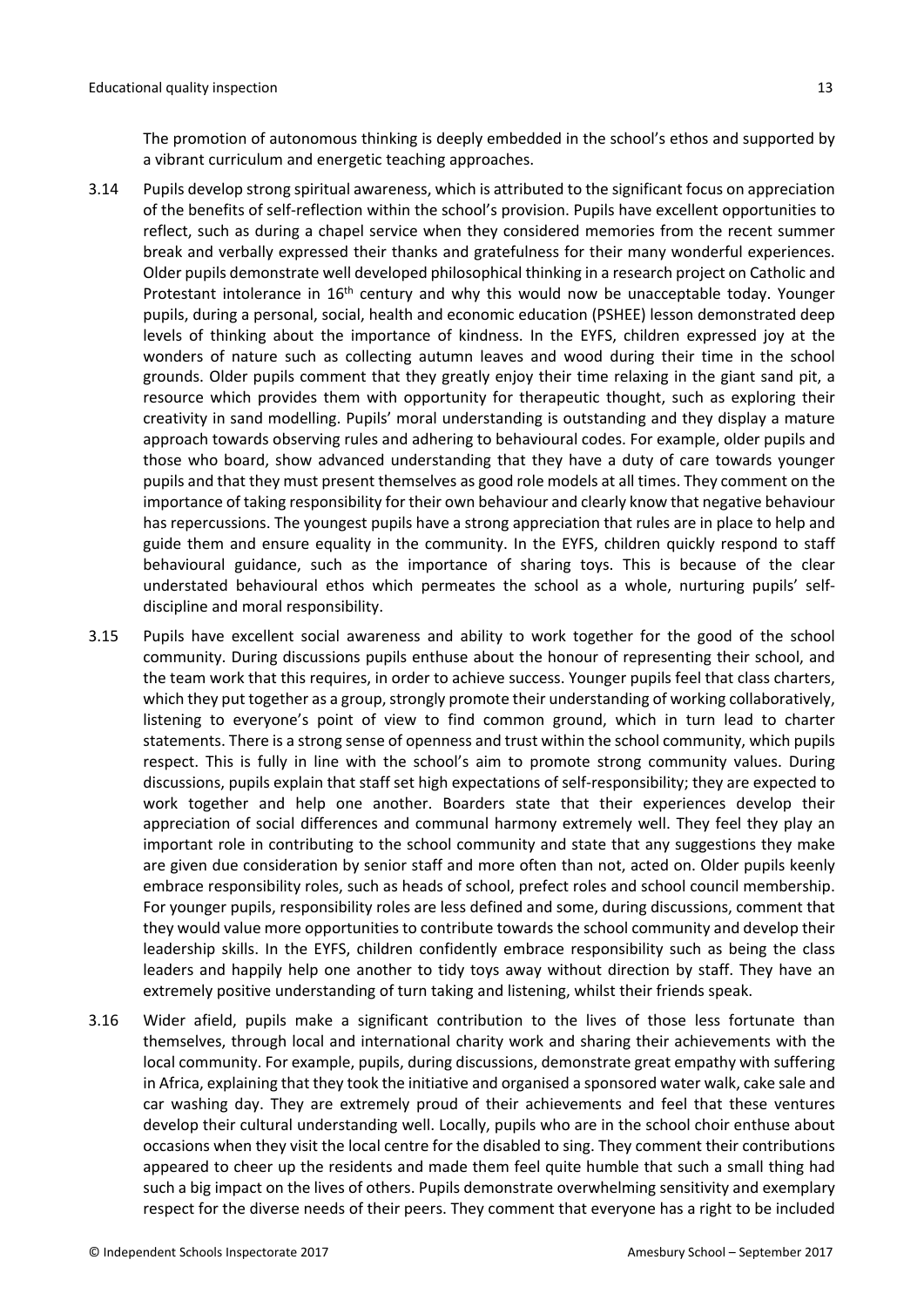The promotion of autonomous thinking is deeply embedded in the school's ethos and supported by a vibrant curriculum and energetic teaching approaches.

3.14 Pupils develop strong spiritual awareness, which is attributed to the significant focus on appreciation of the benefits of self-reflection within the school's provision. Pupils have excellent opportunities to reflect, such as during a chapel service when they considered memories from the recent summer break and verbally expressed their thanks and gratefulness for their many wonderful experiences. Older pupils demonstrate well developed philosophical thinking in a research project on Catholic and Protestant intolerance in 16th century and why this would now be unacceptable today. Younger pupils, during a personal, social, health and economic education (PSHEE) lesson demonstrated deep levels of thinking about the importance of kindness. In the EYFS, children expressed joy at the wonders of nature such as collecting autumn leaves and wood during their time in the school grounds. Older pupils comment that they greatly enjoy their time relaxing in the giant sand pit, a resource which provides them with opportunity for therapeutic thought, such as exploring their creativity in sand modelling. Pupils' moral understanding is outstanding and they display a mature approach towards observing rules and adhering to behavioural codes. For example, older pupils and those who board, show advanced understanding that they have a duty of care towards younger pupils and that they must present themselves as good role models at all times. They comment on the importance of taking responsibility for their own behaviour and clearly know that negative behaviour has repercussions. The youngest pupils have a strong appreciation that rules are in place to help and guide them and ensure equality in the community. In the EYFS, children quickly respond to staff behavioural guidance, such as the importance of sharing toys. This is because of the clear understated behavioural ethos which permeates the school as a whole, nurturing pupils' self-discipline and moral responsibility.

3.15 Pupils have excellent social awareness and ability to work together for the good of the school community. During discussions pupils enthuse about the honour of representing their school, and the team work that this requires, in order to achieve success. Younger pupils feel that class charters, which they put together as a group, strongly promote their understanding of working collaboratively, listening to everyone's point of view to find common ground, which in turn lead to charter statements. There is a strong sense of openness and trust within the school community, which pupils respect. This is fully in line with the school's aim to promote strong community values. During discussions, pupils explain that staff set high expectations of self-responsibility; they are expected to work together and help one another. Boarders state that their experiences develop their appreciation of social differences and communal harmony extremely well. They feel they play an important role in contributing to the school community and state that any suggestions they make are given due consideration by senior staff and more often than not, acted on. Older pupils keenly embrace responsibility roles, such as heads of school, prefect roles and school council membership. For younger pupils, responsibility roles are less defined and some, during discussions, comment that they would value more opportunities to contribute towards the school community and develop their leadership skills. In the EYFS, children confidently embrace responsibility such as being the class leaders and happily help one another to tidy toys away without direction by staff. They have an extremely positive understanding of turn taking and listening, whilst their friends speak.

3.16 Wider afield, pupils make a significant contribution to the lives of those less fortunate than themselves, through local and international charity work and sharing their achievements with the local community. For example, pupils, during discussions, demonstrate great empathy with suffering in Africa, explaining that they took the initiative and organised a sponsored water walk, cake sale and car washing day. They are extremely proud of their achievements and feel that these ventures develop their cultural understanding well. Locally, pupils who are in the school choir enthuse about occasions when they visit the local centre for the disabled to sing. They comment their contributions appeared to cheer up the residents and made them feel quite humble that such a small thing had such a big impact on the lives of others. Pupils demonstrate overwhelming sensitivity and exemplary respect for the diverse needs of their peers. They comment that everyone has a right to be included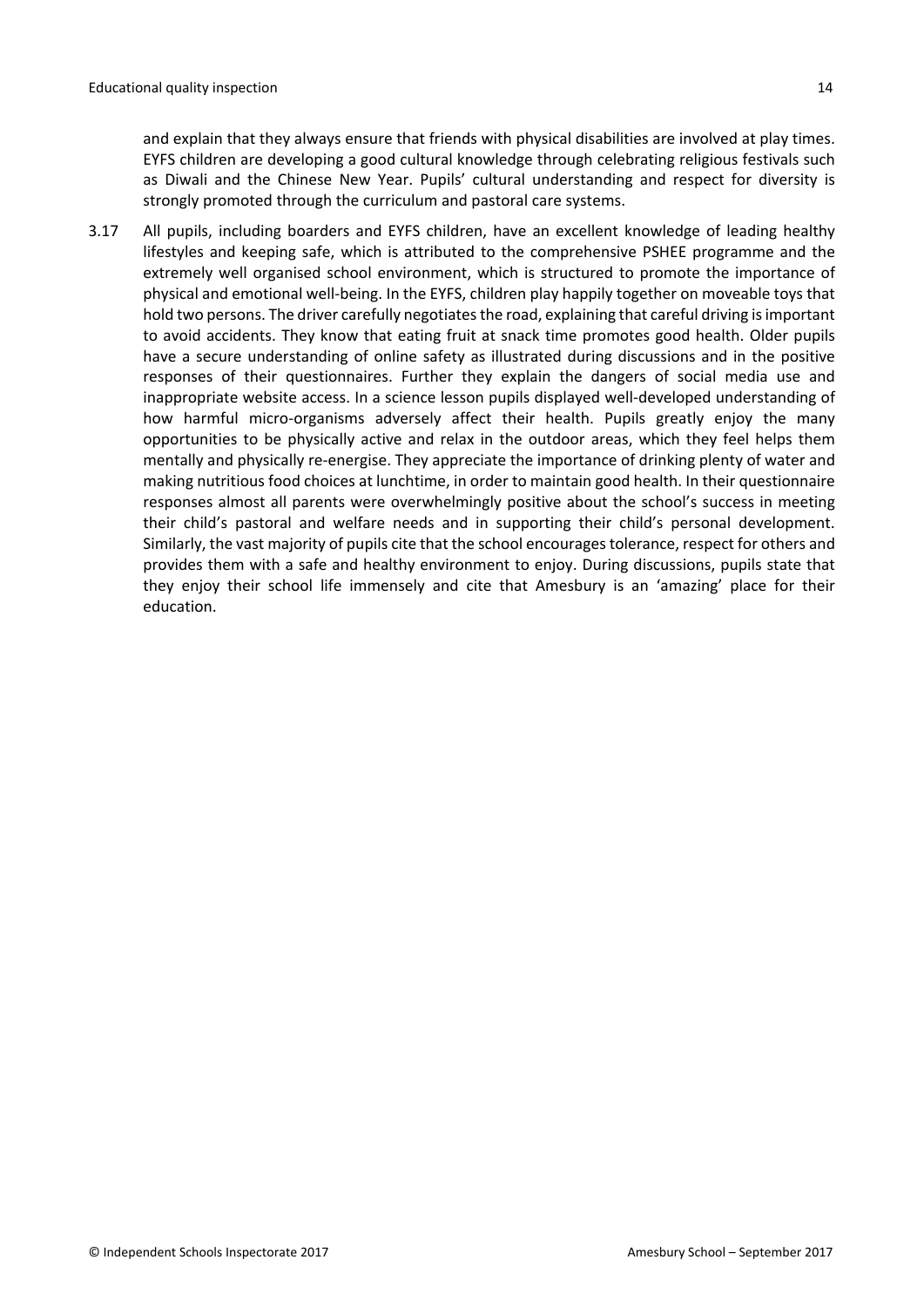and explain that they always ensure that friends with physical disabilities are involved at play times. EYFS children are developing a good cultural knowledge through celebrating religious festivals such as Diwali and the Chinese New Year. Pupils' cultural understanding and respect for diversity is strongly promoted through the curriculum and pastoral care systems.

3.17 All pupils, including boarders and EYFS children, have an excellent knowledge of leading healthy lifestyles and keeping safe, which is attributed to the comprehensive PSHEE programme and the extremely well organised school environment, which is structured to promote the importance of physical and emotional well-being. In the EYFS, children play happily together on moveable toys that hold two persons. The driver carefully negotiates the road, explaining that careful driving is important to avoid accidents. They know that eating fruit at snack time promotes good health. Older pupils have a secure understanding of online safety as illustrated during discussions and in the positive responses of their questionnaires. Further they explain the dangers of social media use and inappropriate website access. In a science lesson pupils displayed well-developed understanding of how harmful micro-organisms adversely affect their health. Pupils greatly enjoy the many opportunities to be physically active and relax in the outdoor areas, which they feel helps them mentally and physically re-energise. They appreciate the importance of drinking plenty of water and making nutritious food choices at lunchtime, in order to maintain good health. In their questionnaire responses almost all parents were overwhelmingly positive about the school's success in meeting their child's pastoral and welfare needs and in supporting their child's personal development. Similarly, the vast majority of pupils cite that the school encourages tolerance, respect for others and provides them with a safe and healthy environment to enjoy. During discussions, pupils state that they enjoy their school life immensely and cite that Amesbury is an 'amazing' place for their education.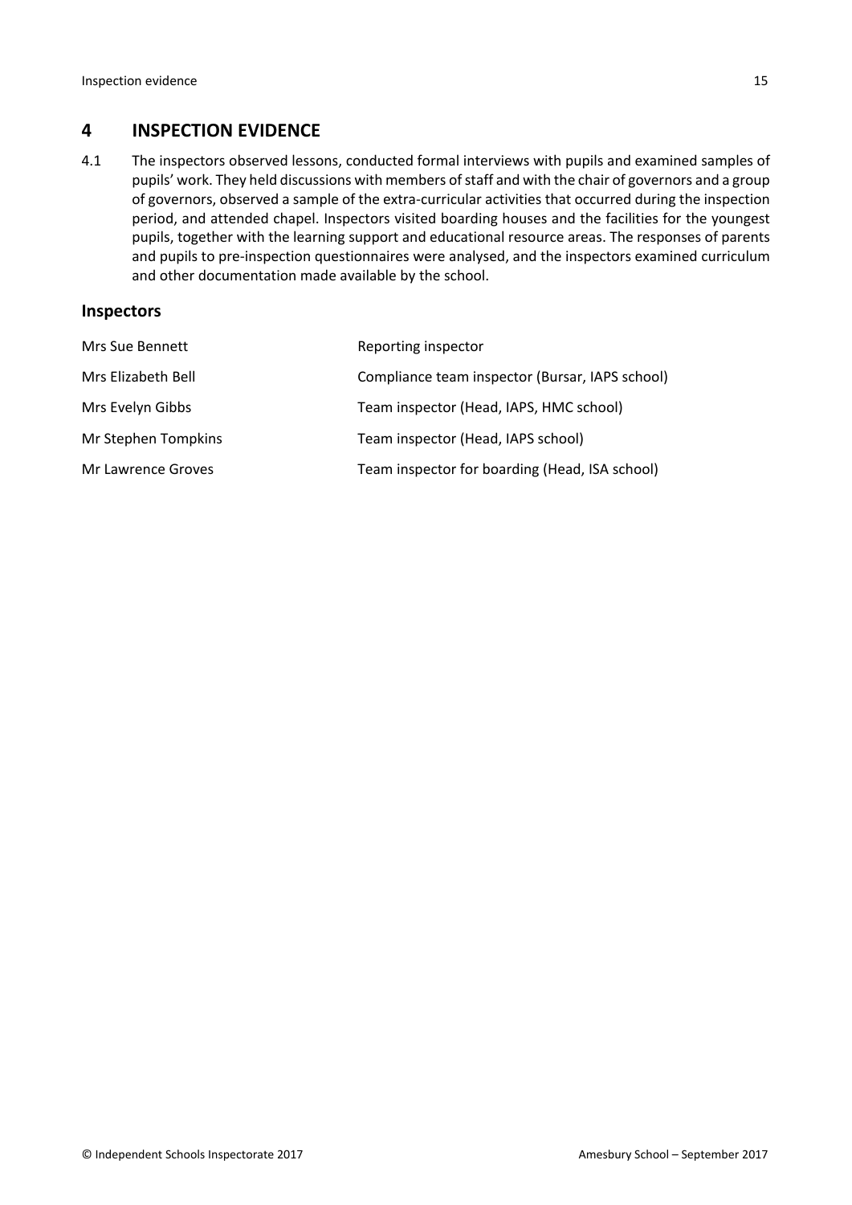## 4 INSPECTION EVIDENCE

4.1 The inspectors observed lessons, conducted formal interviews with pupils and examined samples of pupils' work. They held discussions with members of staff and with the chair of governors and a group of governors, observed a sample of the extra-curricular activities that occurred during the inspection period, and attended chapel. Inspectors visited boarding houses and the facilities for the youngest pupils, together with the learning support and educational resource areas. The responses of parents and pupils to pre-inspection questionnaires were analysed, and the inspectors examined curriculum and other documentation made available by the school.

### Inspectors

| | |
|---|---|
| Mrs Sue Bennett | Reporting inspector |
| Mrs Elizabeth Bell | Compliance team inspector (Bursar, IAPS school) |
| Mrs Evelyn Gibbs | Team inspector (Head, IAPS, HMC school) |
| Mr Stephen Tompkins | Team inspector (Head, IAPS school) |
| Mr Lawrence Groves | Team inspector for boarding (Head, ISA school) |